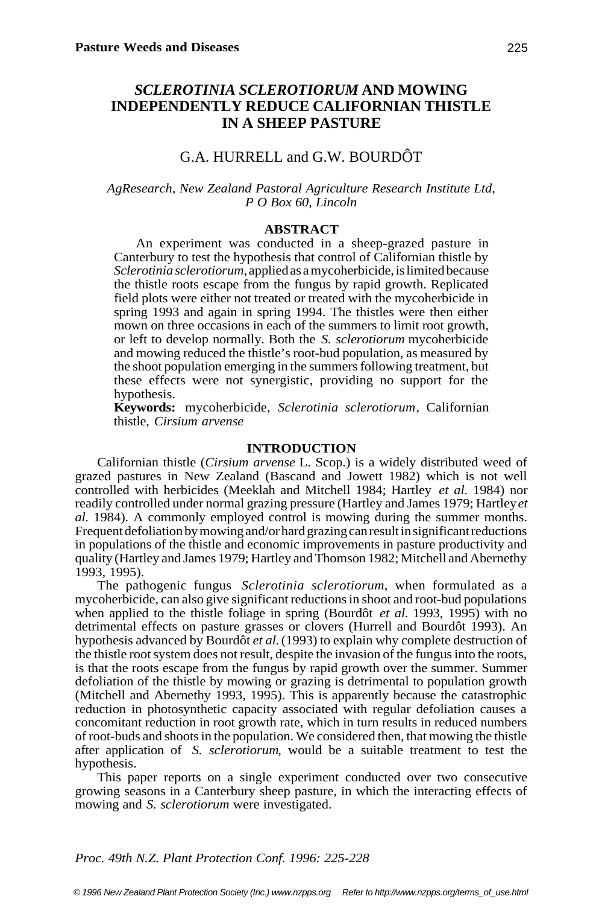# *SCLEROTINIA SCLEROTIORUM* AND MOWING INDEPENDENTLY REDUCE CALIFORNIAN THISTLE IN A SHEEP PASTURE

G.A. HURRELL and G.W. BOURDÔT

*AgResearch, New Zealand Pastoral Agriculture Research Institute Ltd, P O Box 60, Lincoln*

## ABSTRACT

An experiment was conducted in a sheep-grazed pasture in Canterbury to test the hypothesis that control of Californian thistle by *Sclerotinia sclerotiorum*, applied as a mycoherbicide, is limited because the thistle roots escape from the fungus by rapid growth. Replicated field plots were either not treated or treated with the mycoherbicide in spring 1993 and again in spring 1994. The thistles were then either mown on three occasions in each of the summers to limit root growth, or left to develop normally. Both the *S. sclerotiorum* mycoherbicide and mowing reduced the thistle's root-bud population, as measured by the shoot population emerging in the summers following treatment, but these effects were not synergistic, providing no support for the hypothesis.

**Keywords:** mycoherbicide, *Sclerotinia sclerotiorum*, Californian thistle, *Cirsium arvense*

## INTRODUCTION

Californian thistle (*Cirsium arvense* L. Scop.) is a widely distributed weed of grazed pastures in New Zealand (Bascand and Jowett 1982) which is not well controlled with herbicides (Meeklah and Mitchell 1984; Hartley *et al.* 1984) nor readily controlled under normal grazing pressure (Hartley and James 1979; Hartley *et al.* 1984). A commonly employed control is mowing during the summer months. Frequent defoliation by mowing and/or hard grazing can result in significant reductions in populations of the thistle and economic improvements in pasture productivity and quality (Hartley and James 1979; Hartley and Thomson 1982; Mitchell and Abernethy 1993, 1995).

The pathogenic fungus *Sclerotinia sclerotiorum*, when formulated as a mycoherbicide, can also give significant reductions in shoot and root-bud populations when applied to the thistle foliage in spring (Bourdôt *et al.* 1993, 1995) with no detrimental effects on pasture grasses or clovers (Hurrell and Bourdôt 1993). An hypothesis advanced by Bourdôt *et al.* (1993) to explain why complete destruction of the thistle root system does not result, despite the invasion of the fungus into the roots, is that the roots escape from the fungus by rapid growth over the summer. Summer defoliation of the thistle by mowing or grazing is detrimental to population growth (Mitchell and Abernethy 1993, 1995). This is apparently because the catastrophic reduction in photosynthetic capacity associated with regular defoliation causes a concomitant reduction in root growth rate, which in turn results in reduced numbers of root-buds and shoots in the population. We considered then, that mowing the thistle after application of *S. sclerotiorum*, would be a suitable treatment to test the hypothesis.

This paper reports on a single experiment conducted over two consecutive growing seasons in a Canterbury sheep pasture, in which the interacting effects of mowing and *S. sclerotiorum* were investigated.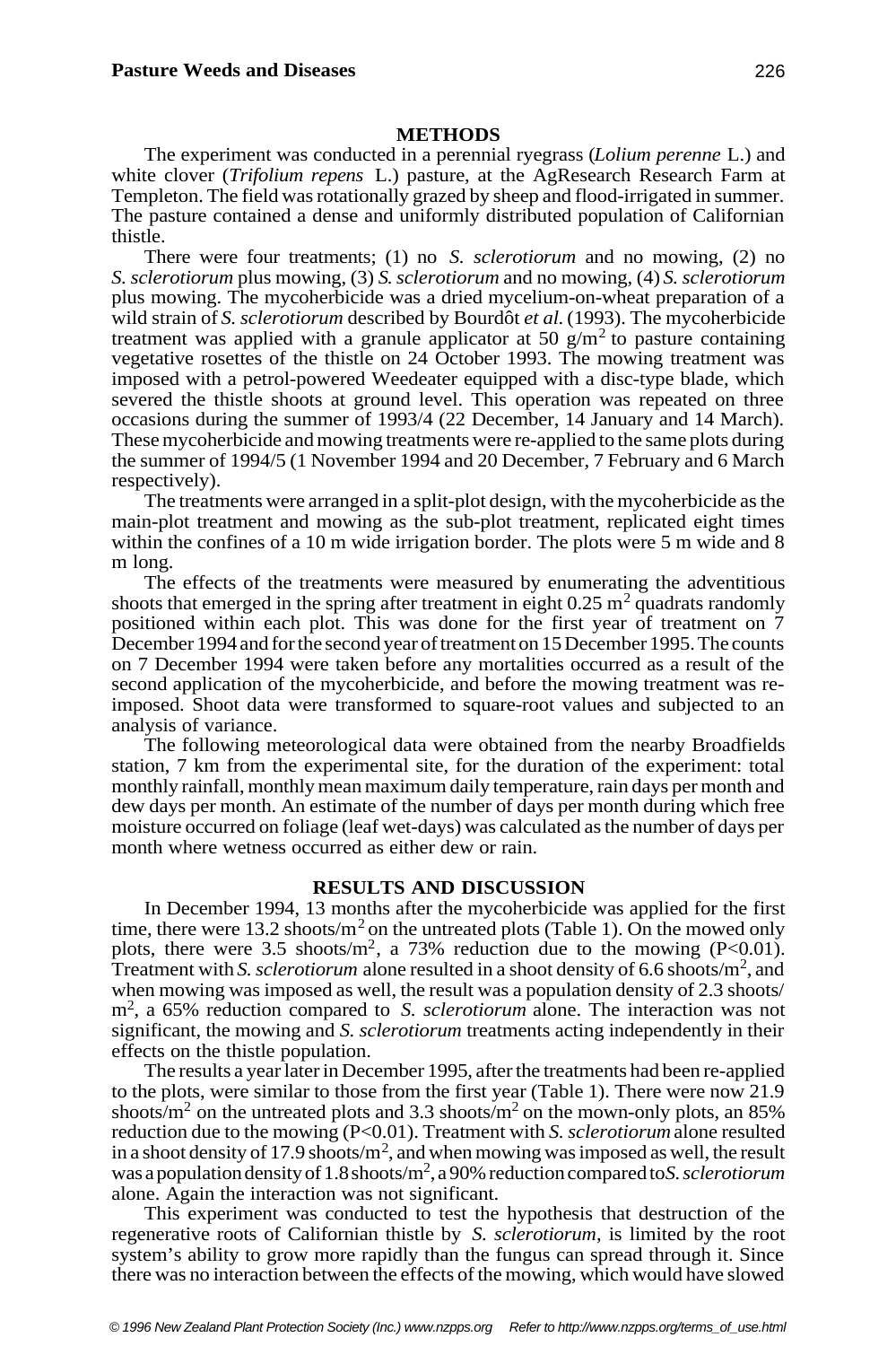## METHODS

The experiment was conducted in a perennial ryegrass (*Lolium perenne* L.) and white clover (*Trifolium repens* L.) pasture, at the AgResearch Research Farm at Templeton. The field was rotationally grazed by sheep and flood-irrigated in summer. The pasture contained a dense and uniformly distributed population of Californian thistle.

There were four treatments; (1) no *S. sclerotiorum* and no mowing, (2) no *S. sclerotiorum* plus mowing, (3) *S. sclerotiorum* and no mowing, (4) *S. sclerotiorum* plus mowing. The mycoherbicide was a dried mycelium-on-wheat preparation of a wild strain of *S. sclerotiorum* described by Bourdôt *et al.* (1993). The mycoherbicide treatment was applied with a granule applicator at 50 $g/m^2$ to pasture containing vegetative rosettes of the thistle on 24 October 1993. The mowing treatment was imposed with a petrol-powered Weedeater equipped with a disc-type blade, which severed the thistle shoots at ground level. This operation was repeated on three occasions during the summer of 1993/4 (22 December, 14 January and 14 March). These mycoherbicide and mowing treatments were re-applied to the same plots during the summer of 1994/5 (1 November 1994 and 20 December, 7 February and 6 March respectively).

The treatments were arranged in a split-plot design, with the mycoherbicide as the main-plot treatment and mowing as the sub-plot treatment, replicated eight times within the confines of a 10 m wide irrigation border. The plots were 5 m wide and 8 m long.

The effects of the treatments were measured by enumerating the adventitious shoots that emerged in the spring after treatment in eight 0.25 $m^2$ quadrats randomly positioned within each plot. This was done for the first year of treatment on 7 December 1994 and for the second year of treatment on 15 December 1995. The counts on 7 December 1994 were taken before any mortalities occurred as a result of the second application of the mycoherbicide, and before the mowing treatment was re-imposed. Shoot data were transformed to square-root values and subjected to an analysis of variance.

The following meteorological data were obtained from the nearby Broadfields station, 7 km from the experimental site, for the duration of the experiment: total monthly rainfall, monthly mean maximum daily temperature, rain days per month and dew days per month. An estimate of the number of days per month during which free moisture occurred on foliage (leaf wet-days) was calculated as the number of days per month where wetness occurred as either dew or rain.

## RESULTS AND DISCUSSION

In December 1994, 13 months after the mycoherbicide was applied for the first time, there were 13.2 shoots/$m^2$ on the untreated plots (Table 1). On the mowed only plots, there were 3.5 shoots/$m^2$, a 73% reduction due to the mowing ($P<0.01$). Treatment with *S. sclerotiorum* alone resulted in a shoot density of 6.6 shoots/$m^2$, and when mowing was imposed as well, the result was a population density of 2.3 shoots/$m^2$, a 65% reduction compared to *S. sclerotiorum* alone. The interaction was not significant, the mowing and *S. sclerotiorum* treatments acting independently in their effects on the thistle population.

The results a year later in December 1995, after the treatments had been re-applied to the plots, were similar to those from the first year (Table 1). There were now 21.9 shoots/$m^2$ on the untreated plots and 3.3 shoots/$m^2$ on the mown-only plots, an 85% reduction due to the mowing ($P<0.01$). Treatment with *S. sclerotiorum* alone resulted in a shoot density of 17.9 shoots/$m^2$, and when mowing was imposed as well, the result was a population density of 1.8 shoots/$m^2$, a 90% reduction compared to *S. sclerotiorum* alone. Again the interaction was not significant.

This experiment was conducted to test the hypothesis that destruction of the regenerative roots of Californian thistle by *S. sclerotiorum*, is limited by the root system's ability to grow more rapidly than the fungus can spread through it. Since there was no interaction between the effects of the mowing, which would have slowed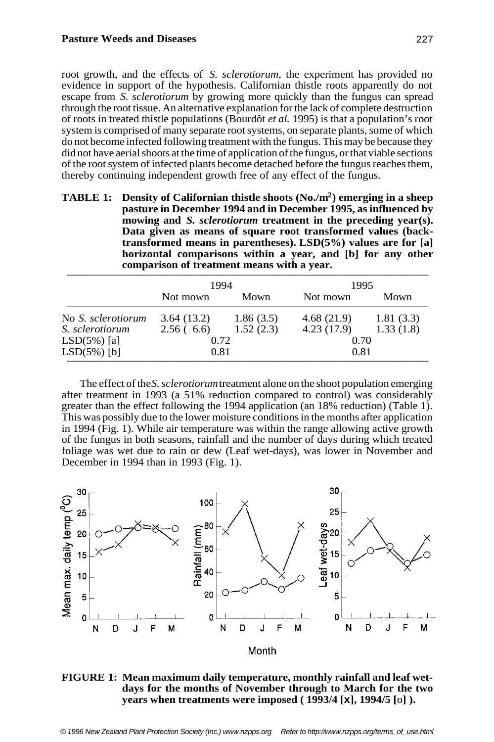root growth, and the effects of *S. sclerotiorum*, the experiment has provided no evidence in support of the hypothesis. Californian thistle roots apparently do not escape from *S. sclerotiorum* by growing more quickly than the fungus can spread through the root tissue. An alternative explanation for the lack of complete destruction of roots in treated thistle populations (Bourdôt *et al.* 1995) is that a population's root system is comprised of many separate root systems, on separate plants, some of which do not become infected following treatment with the fungus. This may be because they did not have aerial shoots at the time of application of the fungus, or that viable sections of the root system of infected plants become detached before the fungus reaches them, thereby continuing independent growth free of any effect of the fungus.

**TABLE 1: Density of Californian thistle shoots (No./m²) emerging in a sheep pasture in December 1994 and in December 1995, as influenced by mowing and *S. sclerotiorum* treatment in the preceding year(s). Data given as means of square root transformed values (back-transformed means in parentheses). LSD(5%) values are for [a] horizontal comparisons within a year, and [b] for any other comparison of treatment means with a year.**

| | 1994 | | 1995 | |
|---|---|---|---|---|
| | Not mown | Mown | Not mown | Mown |
| No *S. sclerotiorum* | 3.64 (13.2) | 1.86 (3.5) | 4.68 (21.9) | 1.81 (3.3) |
| *S. sclerotiorum* | 2.56 ( 6.6) | 1.52 (2.3) | 4.23 (17.9) | 1.33 (1.8) |
| LSD(5%) [a] | 0.72 | | 0.70 | |
| LSD(5%) [b] | 0.81 | | 0.81 | |

The effect of the *S. sclerotiorum* treatment alone on the shoot population emerging after treatment in 1993 (a 51% reduction compared to control) was considerably greater than the effect following the 1994 application (an 18% reduction) (Table 1). This was possibly due to the lower moisture conditions in the months after application in 1994 (Fig. 1). While air temperature was within the range allowing active growth of the fungus in both seasons, rainfall and the number of days during which treated foliage was wet due to rain or dew (Leaf wet-days), was lower in November and December in 1994 than in 1993 (Fig. 1).

**FIGURE 1: Mean maximum daily temperature, monthly rainfall and leaf wet-days for the months of November through to March for the two years when treatments were imposed ( 1993/4 [x], 1994/5 [o] ).**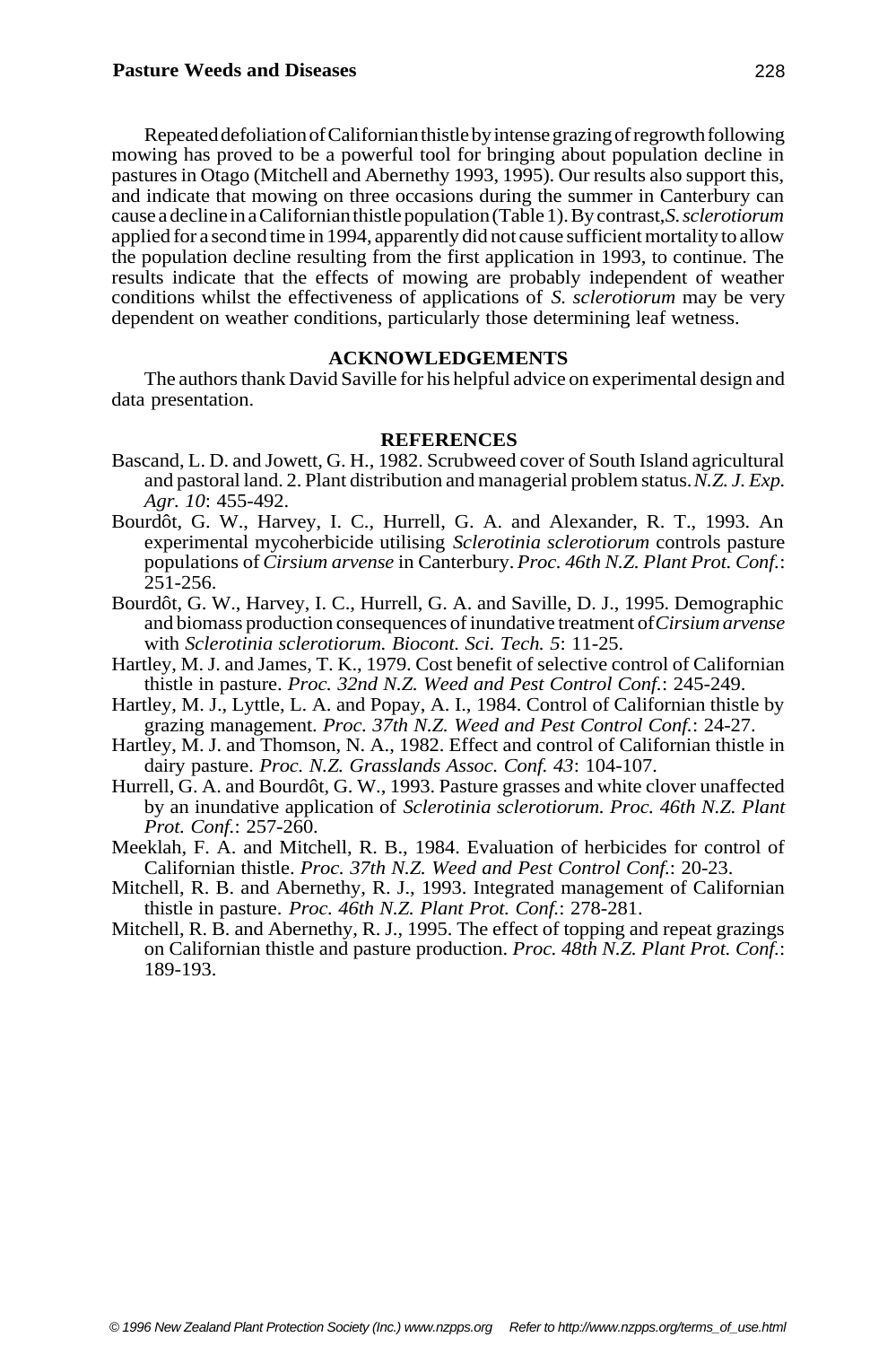Repeated defoliation of Californian thistle by intense grazing of regrowth following mowing has proved to be a powerful tool for bringing about population decline in pastures in Otago (Mitchell and Abernethy 1993, 1995). Our results also support this, and indicate that mowing on three occasions during the summer in Canterbury can cause a decline in a Californian thistle population (Table 1). By contrast, *S. sclerotiorum* applied for a second time in 1994, apparently did not cause sufficient mortality to allow the population decline resulting from the first application in 1993, to continue. The results indicate that the effects of mowing are probably independent of weather conditions whilst the effectiveness of applications of *S. sclerotiorum* may be very dependent on weather conditions, particularly those determining leaf wetness.

## ACKNOWLEDGEMENTS

The authors thank David Saville for his helpful advice on experimental design and data presentation.

## REFERENCES

Bascand, L. D. and Jowett, G. H., 1982. Scrubweed cover of South Island agricultural and pastoral land. 2. Plant distribution and managerial problem status. *N.Z. J. Exp. Agr. 10*: 455-492.

Bourdôt, G. W., Harvey, I. C., Hurrell, G. A. and Alexander, R. T., 1993. An experimental mycoherbicide utilising *Sclerotinia sclerotiorum* controls pasture populations of *Cirsium arvense* in Canterbury. *Proc. 46th N.Z. Plant Prot. Conf.*: 251-256.

Bourdôt, G. W., Harvey, I. C., Hurrell, G. A. and Saville, D. J., 1995. Demographic and biomass production consequences of inundative treatment of *Cirsium arvense* with *Sclerotinia sclerotiorum. Biocont. Sci. Tech. 5*: 11-25.

Hartley, M. J. and James, T. K., 1979. Cost benefit of selective control of Californian thistle in pasture. *Proc. 32nd N.Z. Weed and Pest Control Conf.*: 245-249.

Hartley, M. J., Lyttle, L. A. and Popay, A. I., 1984. Control of Californian thistle by grazing management. *Proc. 37th N.Z. Weed and Pest Control Conf.*: 24-27.

Hartley, M. J. and Thomson, N. A., 1982. Effect and control of Californian thistle in dairy pasture. *Proc. N.Z. Grasslands Assoc. Conf. 43*: 104-107.

Hurrell, G. A. and Bourdôt, G. W., 1993. Pasture grasses and white clover unaffected by an inundative application of *Sclerotinia sclerotiorum. Proc. 46th N.Z. Plant Prot. Conf.*: 257-260.

Meeklah, F. A. and Mitchell, R. B., 1984. Evaluation of herbicides for control of Californian thistle. *Proc. 37th N.Z. Weed and Pest Control Conf.*: 20-23.

Mitchell, R. B. and Abernethy, R. J., 1993. Integrated management of Californian thistle in pasture. *Proc. 46th N.Z. Plant Prot. Conf.*: 278-281.

Mitchell, R. B. and Abernethy, R. J., 1995. The effect of topping and repeat grazings on Californian thistle and pasture production. *Proc. 48th N.Z. Plant Prot. Conf.*: 189-193.